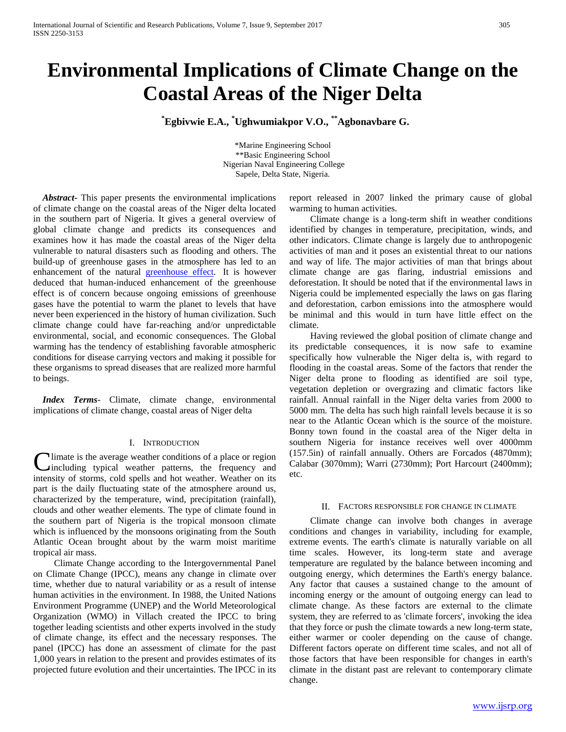# Environmental Implications of Climate Change on the Coastal Areas of the Niger Delta

**[*]Egbivwie E.A., [*]Ughwumiakpor V.O., [**]Agbonavbare G.**

*Marine Engineering School
**Basic Engineering School
Nigerian Naval Engineering College
Sapele, Delta State, Nigeria.

***Abstract***- This paper presents the environmental implications of climate change on the coastal areas of the Niger delta located in the southern part of Nigeria. It gives a general overview of global climate change and predicts its consequences and examines how it has made the coastal areas of the Niger delta vulnerable to natural disasters such as flooding and others. The build-up of greenhouse gases in the atmosphere has led to an enhancement of the natural greenhouse effect. It is however deduced that human-induced enhancement of the greenhouse effect is of concern because ongoing emissions of greenhouse gases have the potential to warm the planet to levels that have never been experienced in the history of human civilization. Such climate change could have far-reaching and/or unpredictable environmental, social, and economic consequences. The Global warming has the tendency of establishing favorable atmospheric conditions for disease carrying vectors and making it possible for these organisms to spread diseases that are realized more harmful to beings.

***Index Terms***- Climate, climate change, environmental implications of climate change, coastal areas of Niger delta

## I. Introduction

Climate is the average weather conditions of a place or region including typical weather patterns, the frequency and intensity of storms, cold spells and hot weather. Weather on its part is the daily fluctuating state of the atmosphere around us, characterized by the temperature, wind, precipitation (rainfall), clouds and other weather elements. The type of climate found in the southern part of Nigeria is the tropical monsoon climate which is influenced by the monsoons originating from the South Atlantic Ocean brought about by the warm moist maritime tropical air mass.

Climate Change according to the Intergovernmental Panel on Climate Change (IPCC), means any change in climate over time, whether due to natural variability or as a result of intense human activities in the environment. In 1988, the United Nations Environment Programme (UNEP) and the World Meteorological Organization (WMO) in Villach created the IPCC to bring together leading scientists and other experts involved in the study of climate change, its effect and the necessary responses. The panel (IPCC) has done an assessment of climate for the past 1,000 years in relation to the present and provides estimates of its projected future evolution and their uncertainties. The IPCC in its report released in 2007 linked the primary cause of global warming to human activities.

Climate change is a long-term shift in weather conditions identified by changes in temperature, precipitation, winds, and other indicators. Climate change is largely due to anthropogenic activities of man and it poses an existential threat to our nations and way of life. The major activities of man that brings about climate change are gas flaring, industrial emissions and deforestation. It should be noted that if the environmental laws in Nigeria could be implemented especially the laws on gas flaring and deforestation, carbon emissions into the atmosphere would be minimal and this would in turn have little effect on the climate.

Having reviewed the global position of climate change and its predictable consequences, it is now safe to examine specifically how vulnerable the Niger delta is, with regard to flooding in the coastal areas. Some of the factors that render the Niger delta prone to flooding as identified are soil type, vegetation depletion or overgrazing and climatic factors like rainfall. Annual rainfall in the Niger delta varies from 2000 to 5000 mm. The delta has such high rainfall levels because it is so near to the Atlantic Ocean which is the source of the moisture. Bonny town found in the coastal area of the Niger delta in southern Nigeria for instance receives well over 4000mm (157.5in) of rainfall annually. Others are Forcados (4870mm); Calabar (3070mm); Warri (2730mm); Port Harcourt (2400mm); etc.

## II. Factors Responsible for Change in Climate

Climate change can involve both changes in average conditions and changes in variability, including for example, extreme events. The earth's climate is naturally variable on all time scales. However, its long-term state and average temperature are regulated by the balance between incoming and outgoing energy, which determines the Earth's energy balance. Any factor that causes a sustained change to the amount of incoming energy or the amount of outgoing energy can lead to climate change. As these factors are external to the climate system, they are referred to as 'climate forcers', invoking the idea that they force or push the climate towards a new long-term state, either warmer or cooler depending on the cause of change. Different factors operate on different time scales, and not all of those factors that have been responsible for changes in earth's climate in the distant past are relevant to contemporary climate change.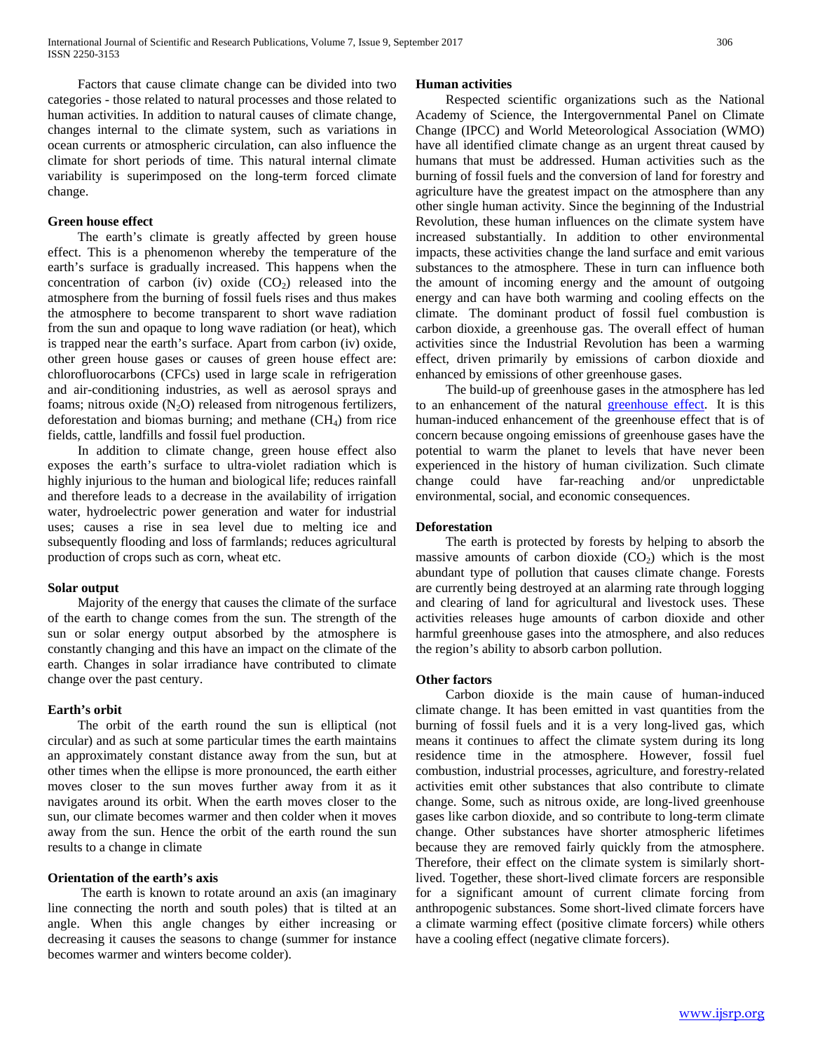Factors that cause climate change can be divided into two categories - those related to natural processes and those related to human activities. In addition to natural causes of climate change, changes internal to the climate system, such as variations in ocean currents or atmospheric circulation, can also influence the climate for short periods of time. This natural internal climate variability is superimposed on the long-term forced climate change.

**Green house effect**

The earth's climate is greatly affected by green house effect. This is a phenomenon whereby the temperature of the earth's surface is gradually increased. This happens when the concentration of carbon (iv) oxide ($CO_2$) released into the atmosphere from the burning of fossil fuels rises and thus makes the atmosphere to become transparent to short wave radiation from the sun and opaque to long wave radiation (or heat), which is trapped near the earth's surface. Apart from carbon (iv) oxide, other green house gases or causes of green house effect are: chlorofluorocarbons (CFCs) used in large scale in refrigeration and air-conditioning industries, as well as aerosol sprays and foams; nitrous oxide ($N_2O$) released from nitrogenous fertilizers, deforestation and biomas burning; and methane ($CH_4$) from rice fields, cattle, landfills and fossil fuel production.

In addition to climate change, green house effect also exposes the earth's surface to ultra-violet radiation which is highly injurious to the human and biological life; reduces rainfall and therefore leads to a decrease in the availability of irrigation water, hydroelectric power generation and water for industrial uses; causes a rise in sea level due to melting ice and subsequently flooding and loss of farmlands; reduces agricultural production of crops such as corn, wheat etc.

**Solar output**

Majority of the energy that causes the climate of the surface of the earth to change comes from the sun. The strength of the sun or solar energy output absorbed by the atmosphere is constantly changing and this have an impact on the climate of the earth. Changes in solar irradiance have contributed to climate change over the past century.

**Earth's orbit**

The orbit of the earth round the sun is elliptical (not circular) and as such at some particular times the earth maintains an approximately constant distance away from the sun, but at other times when the ellipse is more pronounced, the earth either moves closer to the sun moves further away from it as it navigates around its orbit. When the earth moves closer to the sun, our climate becomes warmer and then colder when it moves away from the sun. Hence the orbit of the earth round the sun results to a change in climate

**Orientation of the earth's axis**

The earth is known to rotate around an axis (an imaginary line connecting the north and south poles) that is tilted at an angle. When this angle changes by either increasing or decreasing it causes the seasons to change (summer for instance becomes warmer and winters become colder).

**Human activities**

Respected scientific organizations such as the National Academy of Science, the Intergovernmental Panel on Climate Change (IPCC) and World Meteorological Association (WMO) have all identified climate change as an urgent threat caused by humans that must be addressed. Human activities such as the burning of fossil fuels and the conversion of land for forestry and agriculture have the greatest impact on the atmosphere than any other single human activity. Since the beginning of the Industrial Revolution, these human influences on the climate system have increased substantially. In addition to other environmental impacts, these activities change the land surface and emit various substances to the atmosphere. These in turn can influence both the amount of incoming energy and the amount of outgoing energy and can have both warming and cooling effects on the climate. The dominant product of fossil fuel combustion is carbon dioxide, a greenhouse gas. The overall effect of human activities since the Industrial Revolution has been a warming effect, driven primarily by emissions of carbon dioxide and enhanced by emissions of other greenhouse gases.

The build-up of greenhouse gases in the atmosphere has led to an enhancement of the natural greenhouse effect. It is this human-induced enhancement of the greenhouse effect that is of concern because ongoing emissions of greenhouse gases have the potential to warm the planet to levels that have never been experienced in the history of human civilization. Such climate change could have far-reaching and/or unpredictable environmental, social, and economic consequences.

**Deforestation**

The earth is protected by forests by helping to absorb the massive amounts of carbon dioxide ($CO_2$) which is the most abundant type of pollution that causes climate change. Forests are currently being destroyed at an alarming rate through logging and clearing of land for agricultural and livestock uses. These activities releases huge amounts of carbon dioxide and other harmful greenhouse gases into the atmosphere, and also reduces the region's ability to absorb carbon pollution.

**Other factors**

Carbon dioxide is the main cause of human-induced climate change. It has been emitted in vast quantities from the burning of fossil fuels and it is a very long-lived gas, which means it continues to affect the climate system during its long residence time in the atmosphere. However, fossil fuel combustion, industrial processes, agriculture, and forestry-related activities emit other substances that also contribute to climate change. Some, such as nitrous oxide, are long-lived greenhouse gases like carbon dioxide, and so contribute to long-term climate change. Other substances have shorter atmospheric lifetimes because they are removed fairly quickly from the atmosphere. Therefore, their effect on the climate system is similarly short-lived. Together, these short-lived climate forcers are responsible for a significant amount of current climate forcing from anthropogenic substances. Some short-lived climate forcers have a climate warming effect (positive climate forcers) while others have a cooling effect (negative climate forcers).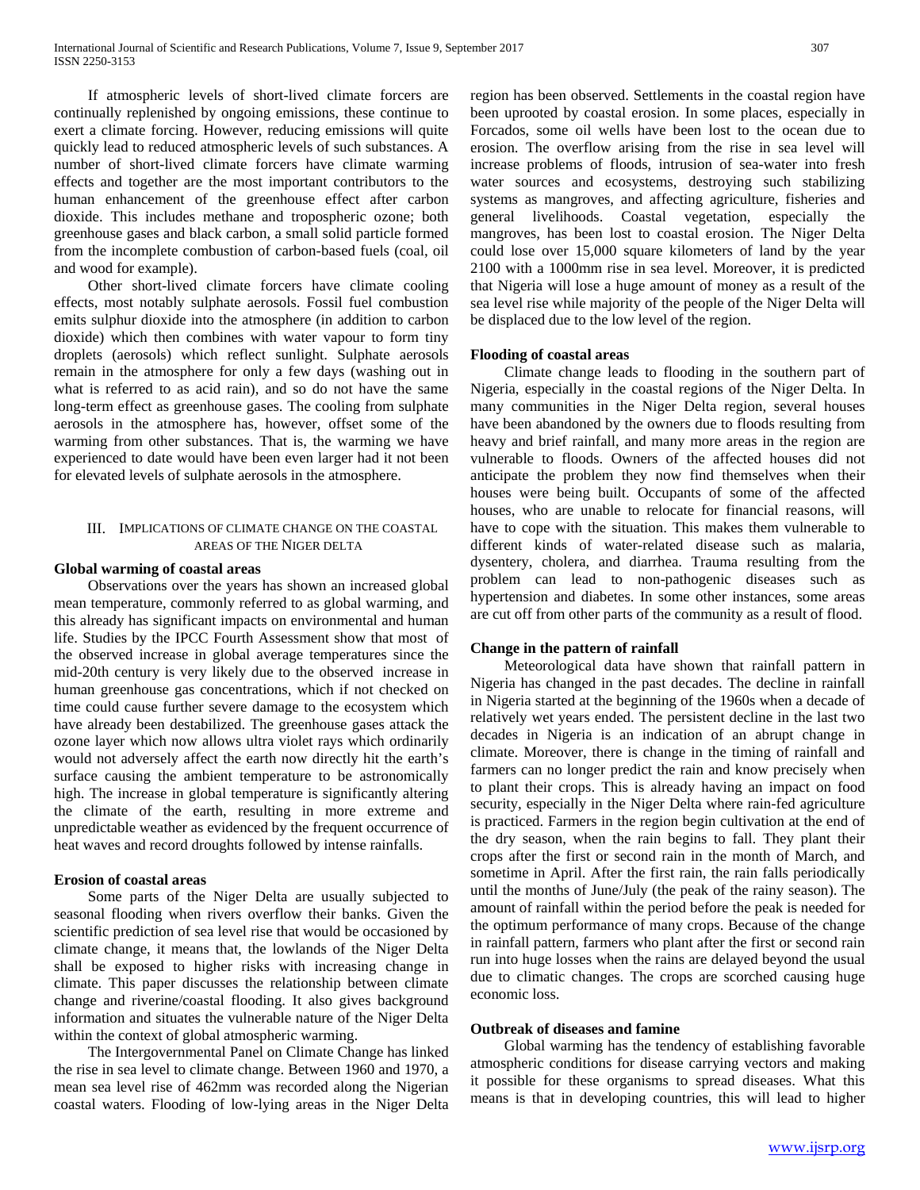If atmospheric levels of short-lived climate forcers are continually replenished by ongoing emissions, these continue to exert a climate forcing. However, reducing emissions will quite quickly lead to reduced atmospheric levels of such substances. A number of short-lived climate forcers have climate warming effects and together are the most important contributors to the human enhancement of the greenhouse effect after carbon dioxide. This includes methane and tropospheric ozone; both greenhouse gases and black carbon, a small solid particle formed from the incomplete combustion of carbon-based fuels (coal, oil and wood for example).

Other short-lived climate forcers have climate cooling effects, most notably sulphate aerosols. Fossil fuel combustion emits sulphur dioxide into the atmosphere (in addition to carbon dioxide) which then combines with water vapour to form tiny droplets (aerosols) which reflect sunlight. Sulphate aerosols remain in the atmosphere for only a few days (washing out in what is referred to as acid rain), and so do not have the same long-term effect as greenhouse gases. The cooling from sulphate aerosols in the atmosphere has, however, offset some of the warming from other substances. That is, the warming we have experienced to date would have been even larger had it not been for elevated levels of sulphate aerosols in the atmosphere.

## III. Implications of Climate Change on the Coastal Areas of the Niger Delta

### Global warming of coastal areas

Observations over the years has shown an increased global mean temperature, commonly referred to as global warming, and this already has significant impacts on environmental and human life. Studies by the IPCC Fourth Assessment show that most of the observed increase in global average temperatures since the mid-20th century is very likely due to the observed increase in human greenhouse gas concentrations, which if not checked on time could cause further severe damage to the ecosystem which have already been destabilized. The greenhouse gases attack the ozone layer which now allows ultra violet rays which ordinarily would not adversely affect the earth now directly hit the earth's surface causing the ambient temperature to be astronomically high. The increase in global temperature is significantly altering the climate of the earth, resulting in more extreme and unpredictable weather as evidenced by the frequent occurrence of heat waves and record droughts followed by intense rainfalls.

### Erosion of coastal areas

Some parts of the Niger Delta are usually subjected to seasonal flooding when rivers overflow their banks. Given the scientific prediction of sea level rise that would be occasioned by climate change, it means that, the lowlands of the Niger Delta shall be exposed to higher risks with increasing change in climate. This paper discusses the relationship between climate change and riverine/coastal flooding. It also gives background information and situates the vulnerable nature of the Niger Delta within the context of global atmospheric warming.

The Intergovernmental Panel on Climate Change has linked the rise in sea level to climate change. Between 1960 and 1970, a mean sea level rise of 462mm was recorded along the Nigerian coastal waters. Flooding of low-lying areas in the Niger Delta region has been observed. Settlements in the coastal region have been uprooted by coastal erosion. In some places, especially in Forcados, some oil wells have been lost to the ocean due to erosion. The overflow arising from the rise in sea level will increase problems of floods, intrusion of sea-water into fresh water sources and ecosystems, destroying such stabilizing systems as mangroves, and affecting agriculture, fisheries and general livelihoods. Coastal vegetation, especially the mangroves, has been lost to coastal erosion. The Niger Delta could lose over 15,000 square kilometers of land by the year 2100 with a 1000mm rise in sea level. Moreover, it is predicted that Nigeria will lose a huge amount of money as a result of the sea level rise while majority of the people of the Niger Delta will be displaced due to the low level of the region.

### Flooding of coastal areas

Climate change leads to flooding in the southern part of Nigeria, especially in the coastal regions of the Niger Delta. In many communities in the Niger Delta region, several houses have been abandoned by the owners due to floods resulting from heavy and brief rainfall, and many more areas in the region are vulnerable to floods. Owners of the affected houses did not anticipate the problem they now find themselves when their houses were being built. Occupants of some of the affected houses, who are unable to relocate for financial reasons, will have to cope with the situation. This makes them vulnerable to different kinds of water-related disease such as malaria, dysentery, cholera, and diarrhea. Trauma resulting from the problem can lead to non-pathogenic diseases such as hypertension and diabetes. In some other instances, some areas are cut off from other parts of the community as a result of flood.

### Change in the pattern of rainfall

Meteorological data have shown that rainfall pattern in Nigeria has changed in the past decades. The decline in rainfall in Nigeria started at the beginning of the 1960s when a decade of relatively wet years ended. The persistent decline in the last two decades in Nigeria is an indication of an abrupt change in climate. Moreover, there is change in the timing of rainfall and farmers can no longer predict the rain and know precisely when to plant their crops. This is already having an impact on food security, especially in the Niger Delta where rain-fed agriculture is practiced. Farmers in the region begin cultivation at the end of the dry season, when the rain begins to fall. They plant their crops after the first or second rain in the month of March, and sometime in April. After the first rain, the rain falls periodically until the months of June/July (the peak of the rainy season). The amount of rainfall within the period before the peak is needed for the optimum performance of many crops. Because of the change in rainfall pattern, farmers who plant after the first or second rain run into huge losses when the rains are delayed beyond the usual due to climatic changes. The crops are scorched causing huge economic loss.

### Outbreak of diseases and famine

Global warming has the tendency of establishing favorable atmospheric conditions for disease carrying vectors and making it possible for these organisms to spread diseases. What this means is that in developing countries, this will lead to higher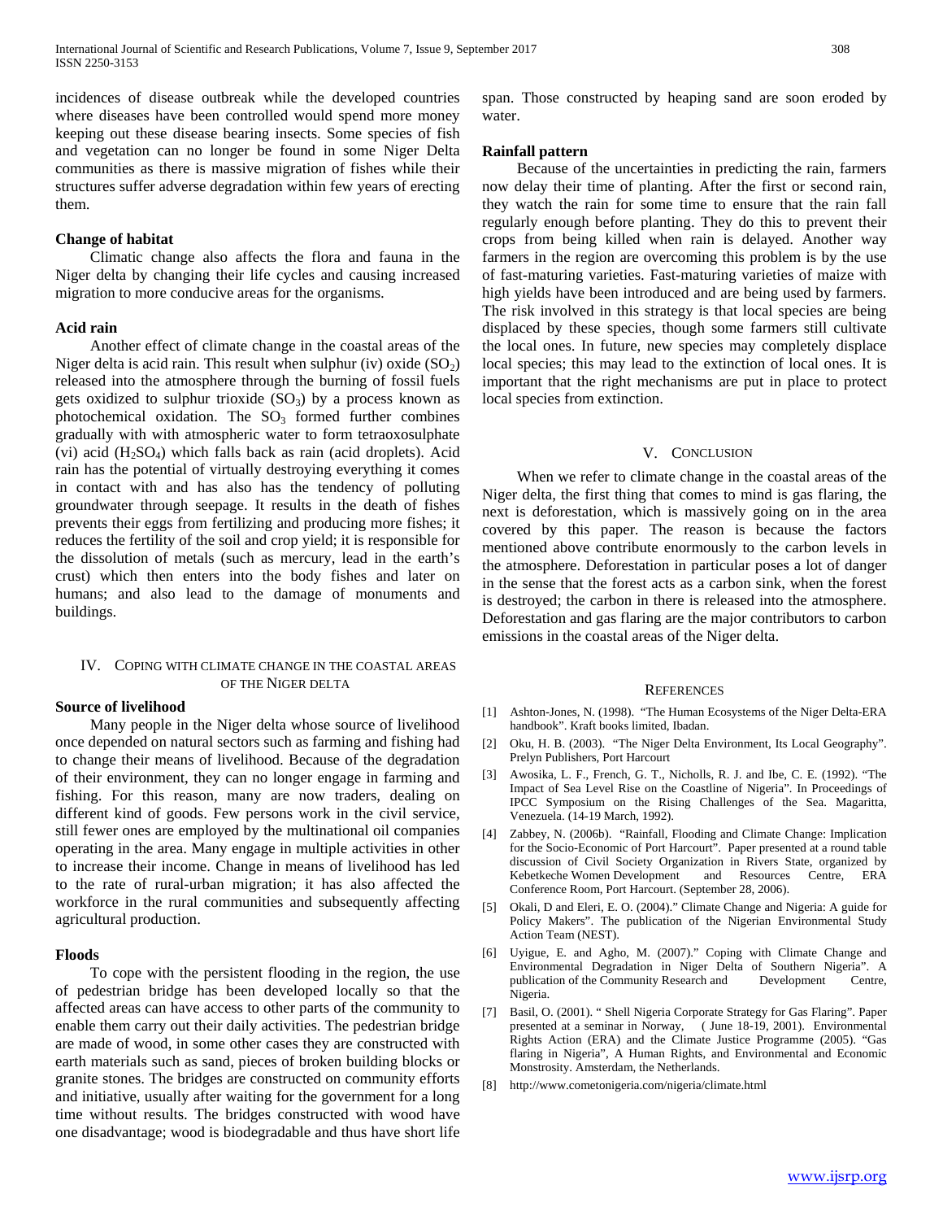incidences of disease outbreak while the developed countries where diseases have been controlled would spend more money keeping out these disease bearing insects. Some species of fish and vegetation can no longer be found in some Niger Delta communities as there is massive migration of fishes while their structures suffer adverse degradation within few years of erecting them.

**Change of habitat**

Climatic change also affects the flora and fauna in the Niger delta by changing their life cycles and causing increased migration to more conducive areas for the organisms.

**Acid rain**

Another effect of climate change in the coastal areas of the Niger delta is acid rain. This result when sulphur (iv) oxide ($SO_2$) released into the atmosphere through the burning of fossil fuels gets oxidized to sulphur trioxide ($SO_3$) by a process known as photochemical oxidation. The $SO_3$ formed further combines gradually with with atmospheric water to form tetraoxosulphate (vi) acid ($H_2SO_4$) which falls back as rain (acid droplets). Acid rain has the potential of virtually destroying everything it comes in contact with and has also has the tendency of polluting groundwater through seepage. It results in the death of fishes prevents their eggs from fertilizing and producing more fishes; it reduces the fertility of the soil and crop yield; it is responsible for the dissolution of metals (such as mercury, lead in the earth's crust) which then enters into the body fishes and later on humans; and also lead to the damage of monuments and buildings.

## IV. Coping with Climate Change in the Coastal Areas of the Niger Delta

**Source of livelihood**

Many people in the Niger delta whose source of livelihood once depended on natural sectors such as farming and fishing had to change their means of livelihood. Because of the degradation of their environment, they can no longer engage in farming and fishing. For this reason, many are now traders, dealing on different kind of goods. Few persons work in the civil service, still fewer ones are employed by the multinational oil companies operating in the area. Many engage in multiple activities in other to increase their income. Change in means of livelihood has led to the rate of rural-urban migration; it has also affected the workforce in the rural communities and subsequently affecting agricultural production.

**Floods**

To cope with the persistent flooding in the region, the use of pedestrian bridge has been developed locally so that the affected areas can have access to other parts of the community to enable them carry out their daily activities. The pedestrian bridge are made of wood, in some other cases they are constructed with earth materials such as sand, pieces of broken building blocks or granite stones. The bridges are constructed on community efforts and initiative, usually after waiting for the government for a long time without results. The bridges constructed with wood have one disadvantage; wood is biodegradable and thus have short life span. Those constructed by heaping sand are soon eroded by water.

**Rainfall pattern**

Because of the uncertainties in predicting the rain, farmers now delay their time of planting. After the first or second rain, they watch the rain for some time to ensure that the rain fall regularly enough before planting. They do this to prevent their crops from being killed when rain is delayed. Another way farmers in the region are overcoming this problem is by the use of fast-maturing varieties. Fast-maturing varieties of maize with high yields have been introduced and are being used by farmers. The risk involved in this strategy is that local species are being displaced by these species, though some farmers still cultivate the local ones. In future, new species may completely displace local species; this may lead to the extinction of local ones. It is important that the right mechanisms are put in place to protect local species from extinction.

## V. Conclusion

When we refer to climate change in the coastal areas of the Niger delta, the first thing that comes to mind is gas flaring, the next is deforestation, which is massively going on in the area covered by this paper. The reason is because the factors mentioned above contribute enormously to the carbon levels in the atmosphere. Deforestation in particular poses a lot of danger in the sense that the forest acts as a carbon sink, when the forest is destroyed; the carbon in there is released into the atmosphere. Deforestation and gas flaring are the major contributors to carbon emissions in the coastal areas of the Niger delta.

## References

[1] Ashton-Jones, N. (1998). "The Human Ecosystems of the Niger Delta-ERA handbook". Kraft books limited, Ibadan.

[2] Oku, H. B. (2003). "The Niger Delta Environment, Its Local Geography". Prelyn Publishers, Port Harcourt

[3] Awosika, L. F., French, G. T., Nicholls, R. J. and Ibe, C. E. (1992). "The Impact of Sea Level Rise on the Coastline of Nigeria". In Proceedings of IPCC Symposium on the Rising Challenges of the Sea. Magaritta, Venezuela. (14-19 March, 1992).

[4] Zabbey, N. (2006b). "Rainfall, Flooding and Climate Change: Implication for the Socio-Economic of Port Harcourt". Paper presented at a round table discussion of Civil Society Organization in Rivers State, organized by Kebetkeche Women Development and Resources Centre, ERA Conference Room, Port Harcourt. (September 28, 2006).

[5] Okali, D and Eleri, E. O. (2004)." Climate Change and Nigeria: A guide for Policy Makers". The publication of the Nigerian Environmental Study Action Team (NEST).

[6] Uyigue, E. and Agho, M. (2007)." Coping with Climate Change and Environmental Degradation in Niger Delta of Southern Nigeria". A publication of the Community Research and Development Centre, Nigeria.

[7] Basil, O. (2001). " Shell Nigeria Corporate Strategy for Gas Flaring". Paper presented at a seminar in Norway, ( June 18-19, 2001). Environmental Rights Action (ERA) and the Climate Justice Programme (2005). "Gas flaring in Nigeria", A Human Rights, and Environmental and Economic Monstrosity. Amsterdam, the Netherlands.

[8] http://www.cometonigeria.com/nigeria/climate.html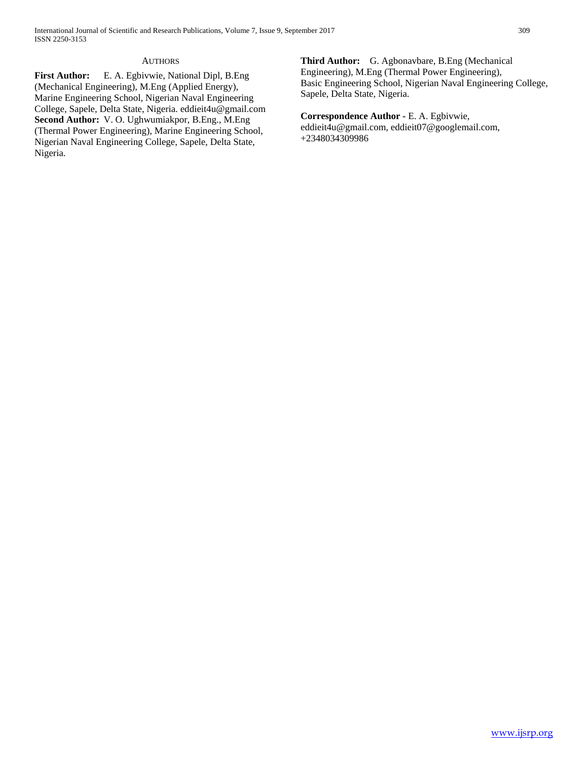## AUTHORS

**First Author:** E. A. Egbivwie, National Dipl, B.Eng (Mechanical Engineering), M.Eng (Applied Energy), Marine Engineering School, Nigerian Naval Engineering College, Sapele, Delta State, Nigeria. eddieit4u@gmail.com

**Second Author:** V. O. Ughwumiakpor, B.Eng., M.Eng (Thermal Power Engineering), Marine Engineering School, Nigerian Naval Engineering College, Sapele, Delta State, Nigeria.

**Third Author:** G. Agbonavbare, B.Eng (Mechanical Engineering), M.Eng (Thermal Power Engineering), Basic Engineering School, Nigerian Naval Engineering College, Sapele, Delta State, Nigeria.

**Correspondence Author** - E. A. Egbivwie, eddieit4u@gmail.com, eddieit07@googlemail.com, +2348034309986